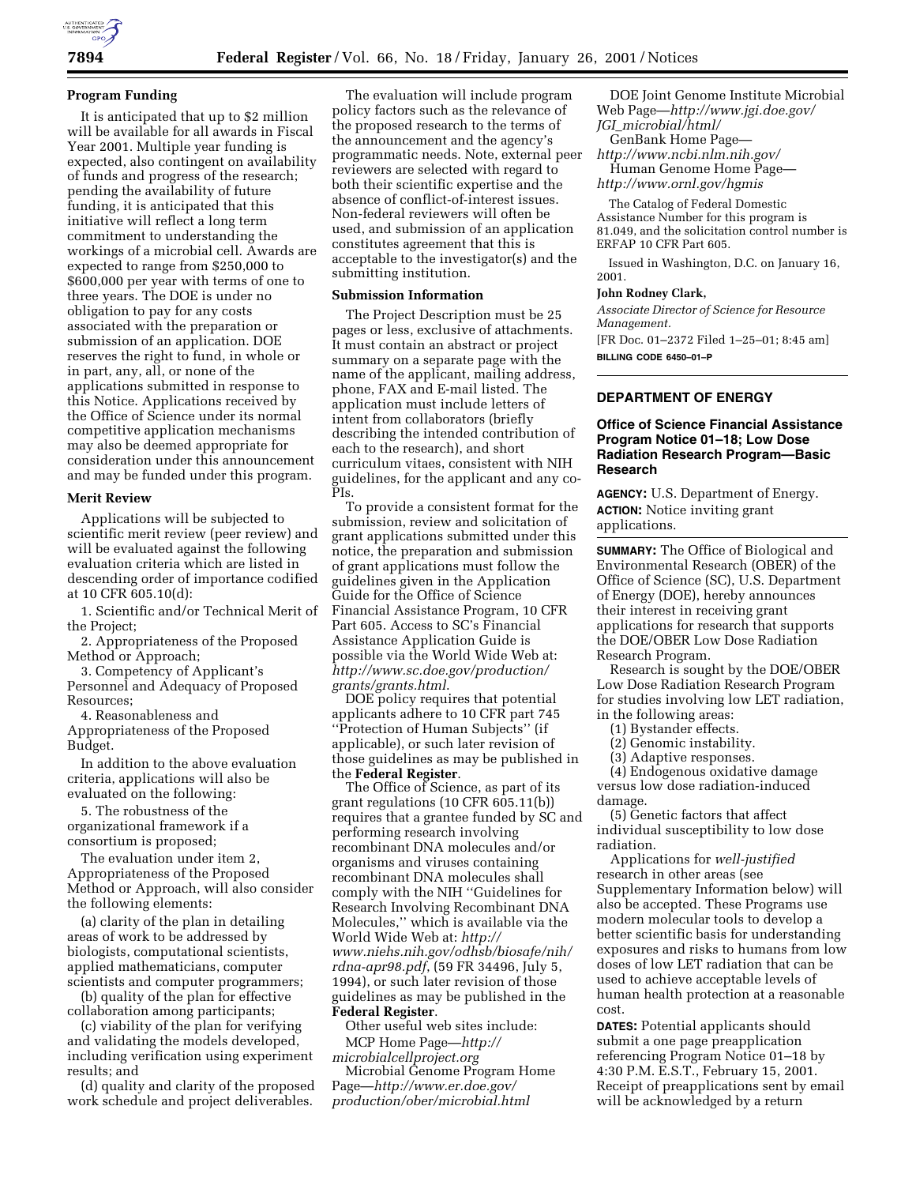**Program Funding**

It is anticipated that up to $2 million will be available for all awards in Fiscal Year 2001. Multiple year funding is expected, also contingent on availability of funds and progress of the research; pending the availability of future funding, it is anticipated that this initiative will reflect a long term commitment to understanding the workings of a microbial cell. Awards are expected to range from $250,000 to $600,000 per year with terms of one to three years. The DOE is under no obligation to pay for any costs associated with the preparation or submission of an application. DOE reserves the right to fund, in whole or in part, any, all, or none of the applications submitted in response to this Notice. Applications received by the Office of Science under its normal competitive application mechanisms may also be deemed appropriate for consideration under this announcement and may be funded under this program.

**Merit Review**

Applications will be subjected to scientific merit review (peer review) and will be evaluated against the following evaluation criteria which are listed in descending order of importance codified at 10 CFR 605.10(d):

1. Scientific and/or Technical Merit of the Project;
2. Appropriateness of the Proposed Method or Approach;
3. Competency of Applicant's Personnel and Adequacy of Proposed Resources;
4. Reasonableness and Appropriateness of the Proposed Budget.

In addition to the above evaluation criteria, applications will also be evaluated on the following:

5. The robustness of the organizational framework if a consortium is proposed;

The evaluation under item 2, Appropriateness of the Proposed Method or Approach, will also consider the following elements:

(a) clarity of the plan in detailing areas of work to be addressed by biologists, computational scientists, applied mathematicians, computer scientists and computer programmers;

(b) quality of the plan for effective collaboration among participants;

(c) viability of the plan for verifying and validating the models developed, including verification using experiment results; and

(d) quality and clarity of the proposed work schedule and project deliverables.

The evaluation will include program policy factors such as the relevance of the proposed research to the terms of the announcement and the agency's programmatic needs. Note, external peer reviewers are selected with regard to both their scientific expertise and the absence of conflict-of-interest issues. Non-federal reviewers will often be used, and submission of an application constitutes agreement that this is acceptable to the investigator(s) and the submitting institution.

**Submission Information**

The Project Description must be 25 pages or less, exclusive of attachments. It must contain an abstract or project summary on a separate page with the name of the applicant, mailing address, phone, FAX and E-mail listed. The application must include letters of intent from collaborators (briefly describing the intended contribution of each to the research), and short curriculum vitaes, consistent with NIH guidelines, for the applicant and any co-PIs.

To provide a consistent format for the submission, review and solicitation of grant applications submitted under this notice, the preparation and submission of grant applications must follow the guidelines given in the Application Guide for the Office of Science Financial Assistance Program, 10 CFR Part 605. Access to SC's Financial Assistance Application Guide is possible via the World Wide Web at: *http://www.sc.doe.gov/production/grants/grants.html*.

DOE policy requires that potential applicants adhere to 10 CFR part 745 ''Protection of Human Subjects'' (if applicable), or such later revision of those guidelines as may be published in the **Federal Register**.

The Office of Science, as part of its grant regulations (10 CFR 605.11(b)) requires that a grantee funded by SC and performing research involving recombinant DNA molecules and/or organisms and viruses containing recombinant DNA molecules shall comply with the NIH ''Guidelines for Research Involving Recombinant DNA Molecules,'' which is available via the World Wide Web at: *http://www.niehs.nih.gov/odhsb/biosafe/nih/rdna-apr98.pdf*, (59 FR 34496, July 5, 1994), or such later revision of those guidelines as may be published in the **Federal Register**.

Other useful web sites include:

MCP Home Page—*http://microbialcellproject.org*

Microbial Genome Program Home Page—*http://www.er.doe.gov/production/ober/microbial.html*

DOE Joint Genome Institute Microbial Web Page—*http://www.jgi.doe.gov/JGI_microbial/html/*

GenBank Home Page—*http://www.ncbi.nlm.nih.gov/*

Human Genome Home Page—*http://www.ornl.gov/hgmis*

The Catalog of Federal Domestic Assistance Number for this program is 81.049, and the solicitation control number is ERFAP 10 CFR Part 605.

Issued in Washington, D.C. on January 16, 2001.

**John Rodney Clark,**

*Associate Director of Science for Resource Management.*

[FR Doc. 01–2372 Filed 1–25–01; 8:45 am]

**BILLING CODE 6450–01–P**

---

## DEPARTMENT OF ENERGY

### Office of Science Financial Assistance Program Notice 01–18; Low Dose Radiation Research Program—Basic Research

**AGENCY:** U.S. Department of Energy.

**ACTION:** Notice inviting grant applications.

**SUMMARY:** The Office of Biological and Environmental Research (OBER) of the Office of Science (SC), U.S. Department of Energy (DOE), hereby announces their interest in receiving grant applications for research that supports the DOE/OBER Low Dose Radiation Research Program.

Research is sought by the DOE/OBER Low Dose Radiation Research Program for studies involving low LET radiation, in the following areas:

(1) Bystander effects.

(2) Genomic instability.

(3) Adaptive responses.

(4) Endogenous oxidative damage versus low dose radiation-induced damage.

(5) Genetic factors that affect individual susceptibility to low dose radiation.

Applications for *well-justified* research in other areas (see Supplementary Information below) will also be accepted. These Programs use modern molecular tools to develop a better scientific basis for understanding exposures and risks to humans from low doses of low LET radiation that can be used to achieve acceptable levels of human health protection at a reasonable cost.

**DATES:** Potential applicants should submit a one page preapplication referencing Program Notice 01–18 by 4:30 P.M. E.S.T., February 15, 2001. Receipt of preapplications sent by email will be acknowledged by a return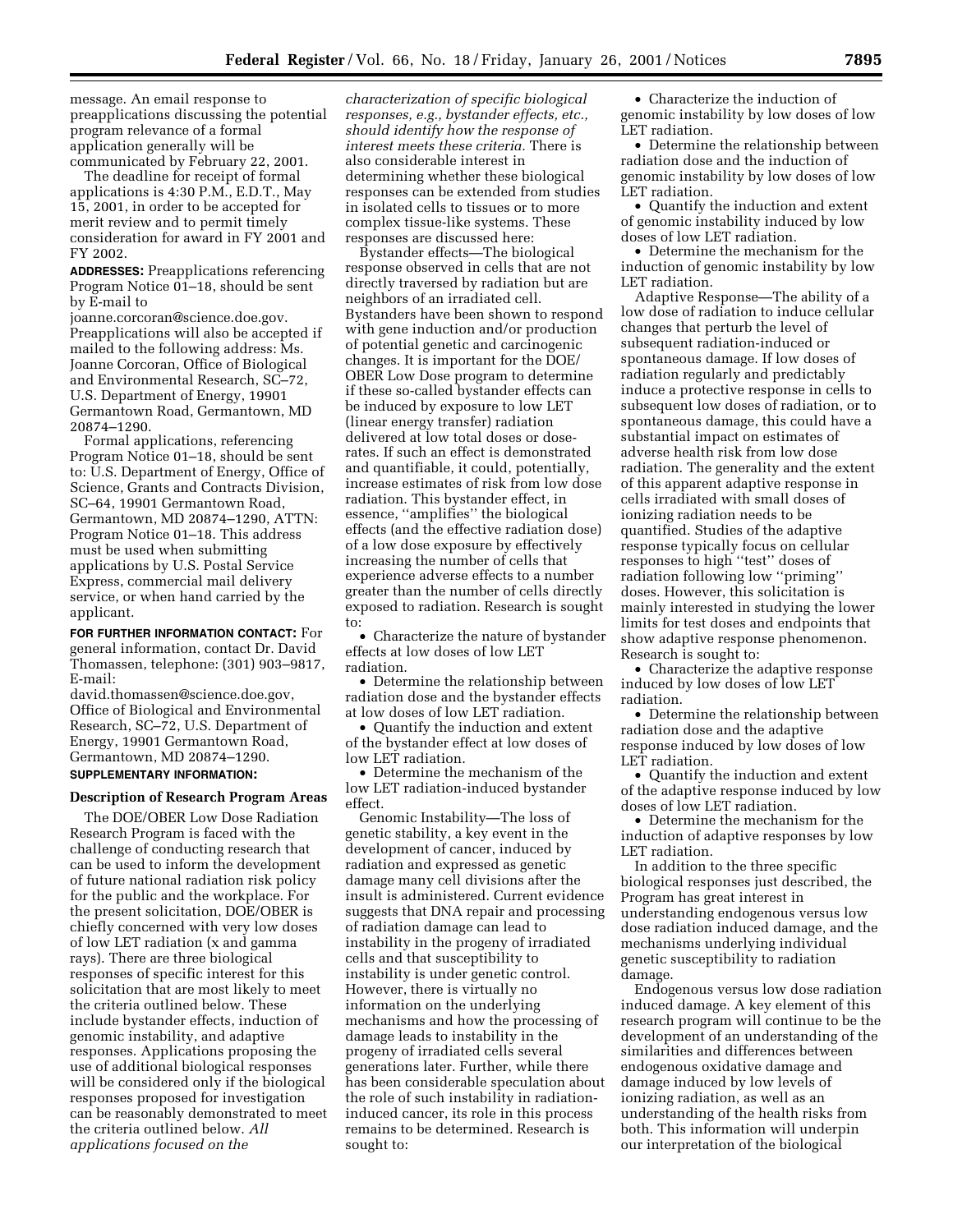message. An email response to preapplications discussing the potential program relevance of a formal application generally will be communicated by February 22, 2001.

The deadline for receipt of formal applications is 4:30 P.M., E.D.T., May 15, 2001, in order to be accepted for merit review and to permit timely consideration for award in FY 2001 and FY 2002.

**ADDRESSES:** Preapplications referencing Program Notice 01–18, should be sent by E-mail to joanne.corcoran@science.doe.gov. Preapplications will also be accepted if mailed to the following address: Ms. Joanne Corcoran, Office of Biological and Environmental Research, SC–72, U.S. Department of Energy, 19901 Germantown Road, Germantown, MD 20874–1290.

Formal applications, referencing Program Notice 01–18, should be sent to: U.S. Department of Energy, Office of Science, Grants and Contracts Division, SC–64, 19901 Germantown Road, Germantown, MD 20874–1290, ATTN: Program Notice 01–18. This address must be used when submitting applications by U.S. Postal Service Express, commercial mail delivery service, or when hand carried by the applicant.

**FOR FURTHER INFORMATION CONTACT:** For general information, contact Dr. David Thomassen, telephone: (301) 903–9817, E-mail: david.thomassen@science.doe.gov, Office of Biological and Environmental Research, SC–72, U.S. Department of Energy, 19901 Germantown Road, Germantown, MD 20874–1290.

**SUPPLEMENTARY INFORMATION:**

### Description of Research Program Areas

The DOE/OBER Low Dose Radiation Research Program is faced with the challenge of conducting research that can be used to inform the development of future national radiation risk policy for the public and the workplace. For the present solicitation, DOE/OBER is chiefly concerned with very low doses of low LET radiation (x and gamma rays). There are three biological responses of specific interest for this solicitation that are most likely to meet the criteria outlined below. These include bystander effects, induction of genomic instability, and adaptive responses. Applications proposing the use of additional biological responses will be considered only if the biological responses proposed for investigation can be reasonably demonstrated to meet the criteria outlined below. *All applications focused on the characterization of specific biological responses, e.g., bystander effects, etc., should identify how the response of interest meets these criteria.* There is also considerable interest in determining whether these biological responses can be extended from studies in isolated cells to tissues or to more complex tissue-like systems. These responses are discussed here:

Bystander effects—The biological response observed in cells that are not directly traversed by radiation but are neighbors of an irradiated cell. Bystanders have been shown to respond with gene induction and/or production of potential genetic and carcinogenic changes. It is important for the DOE/OBER Low Dose program to determine if these so-called bystander effects can be induced by exposure to low LET (linear energy transfer) radiation delivered at low total doses or dose-rates. If such an effect is demonstrated and quantifiable, it could, potentially, increase estimates of risk from low dose radiation. This bystander effect, in essence, ''amplifies'' the biological effects (and the effective radiation dose) of a low dose exposure by effectively increasing the number of cells that experience adverse effects to a number greater than the number of cells directly exposed to radiation. Research is sought to:

- Characterize the nature of bystander effects at low doses of low LET radiation.
- Determine the relationship between radiation dose and the bystander effects at low doses of low LET radiation.
- Quantify the induction and extent of the bystander effect at low doses of low LET radiation.
- Determine the mechanism of the low LET radiation-induced bystander effect.

Genomic Instability—The loss of genetic stability, a key event in the development of cancer, induced by radiation and expressed as genetic damage many cell divisions after the insult is administered. Current evidence suggests that DNA repair and processing of radiation damage can lead to instability in the progeny of irradiated cells and that susceptibility to instability is under genetic control. However, there is virtually no information on the underlying mechanisms and how the processing of damage leads to instability in the progeny of irradiated cells several generations later. Further, while there has been considerable speculation about the role of such instability in radiation-induced cancer, its role in this process remains to be determined. Research is sought to:

- Characterize the induction of genomic instability by low doses of low LET radiation.
- Determine the relationship between radiation dose and the induction of genomic instability by low doses of low LET radiation.
- Quantify the induction and extent of genomic instability induced by low doses of low LET radiation.
- Determine the mechanism for the induction of genomic instability by low LET radiation.

Adaptive Response—The ability of a low dose of radiation to induce cellular changes that perturb the level of subsequent radiation-induced or spontaneous damage. If low doses of radiation regularly and predictably induce a protective response in cells to subsequent low doses of radiation, or to spontaneous damage, this could have a substantial impact on estimates of adverse health risk from low dose radiation. The generality and the extent of this apparent adaptive response in cells irradiated with small doses of ionizing radiation needs to be quantified. Studies of the adaptive response typically focus on cellular responses to high ''test'' doses of radiation following low ''priming'' doses. However, this solicitation is mainly interested in studying the lower limits for test doses and endpoints that show adaptive response phenomenon. Research is sought to:

- Characterize the adaptive response induced by low doses of low LET radiation.
- Determine the relationship between radiation dose and the adaptive response induced by low doses of low LET radiation.
- Quantify the induction and extent of the adaptive response induced by low doses of low LET radiation.
- Determine the mechanism for the induction of adaptive responses by low LET radiation.

In addition to the three specific biological responses just described, the Program has great interest in understanding endogenous versus low dose radiation induced damage, and the mechanisms underlying individual genetic susceptibility to radiation damage.

Endogenous versus low dose radiation induced damage. A key element of this research program will continue to be the development of an understanding of the similarities and differences between endogenous oxidative damage and damage induced by low levels of ionizing radiation, as well as an understanding of the health risks from both. This information will underpin our interpretation of the biological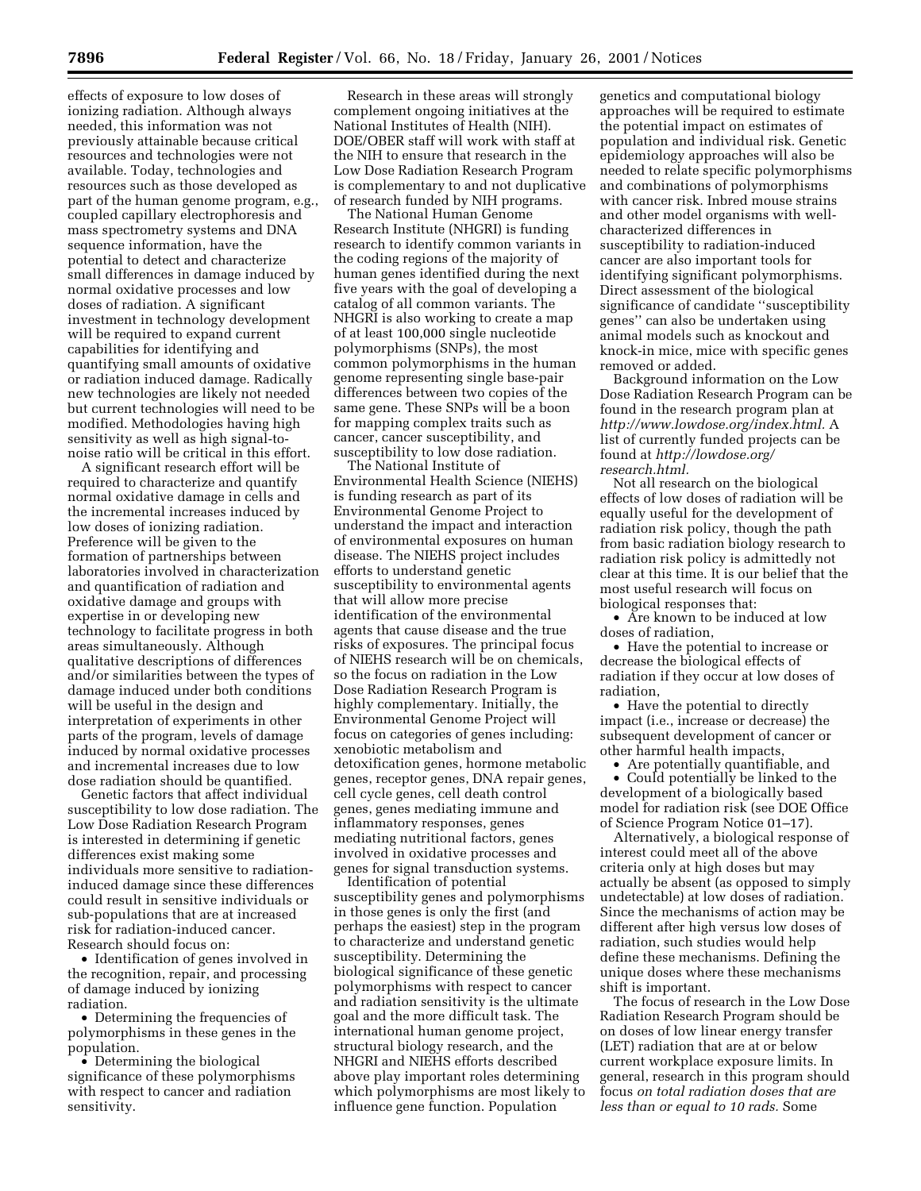effects of exposure to low doses of ionizing radiation. Although always needed, this information was not previously attainable because critical resources and technologies were not available. Today, technologies and resources such as those developed as part of the human genome program, e.g., coupled capillary electrophoresis and mass spectrometry systems and DNA sequence information, have the potential to detect and characterize small differences in damage induced by normal oxidative processes and low doses of radiation. A significant investment in technology development will be required to expand current capabilities for identifying and quantifying small amounts of oxidative or radiation induced damage. Radically new technologies are likely not needed but current technologies will need to be modified. Methodologies having high sensitivity as well as high signal-to-noise ratio will be critical in this effort.

A significant research effort will be required to characterize and quantify normal oxidative damage in cells and the incremental increases induced by low doses of ionizing radiation. Preference will be given to the formation of partnerships between laboratories involved in characterization and quantification of radiation and oxidative damage and groups with expertise in or developing new technology to facilitate progress in both areas simultaneously. Although qualitative descriptions of differences and/or similarities between the types of damage induced under both conditions will be useful in the design and interpretation of experiments in other parts of the program, levels of damage induced by normal oxidative processes and incremental increases due to low dose radiation should be quantified.

Genetic factors that affect individual susceptibility to low dose radiation. The Low Dose Radiation Research Program is interested in determining if genetic differences exist making some individuals more sensitive to radiation-induced damage since these differences could result in sensitive individuals or sub-populations that are at increased risk for radiation-induced cancer. Research should focus on:

- Identification of genes involved in the recognition, repair, and processing of damage induced by ionizing radiation.
- Determining the frequencies of polymorphisms in these genes in the population.
- Determining the biological significance of these polymorphisms with respect to cancer and radiation sensitivity.

Research in these areas will strongly complement ongoing initiatives at the National Institutes of Health (NIH). DOE/OBER staff will work with staff at the NIH to ensure that research in the Low Dose Radiation Research Program is complementary to and not duplicative of research funded by NIH programs.

The National Human Genome Research Institute (NHGRI) is funding research to identify common variants in the coding regions of the majority of human genes identified during the next five years with the goal of developing a catalog of all common variants. The NHGRI is also working to create a map of at least 100,000 single nucleotide polymorphisms (SNPs), the most common polymorphisms in the human genome representing single base-pair differences between two copies of the same gene. These SNPs will be a boon for mapping complex traits such as cancer, cancer susceptibility, and susceptibility to low dose radiation.

The National Institute of Environmental Health Science (NIEHS) is funding research as part of its Environmental Genome Project to understand the impact and interaction of environmental exposures on human disease. The NIEHS project includes efforts to understand genetic susceptibility to environmental agents that will allow more precise identification of the environmental agents that cause disease and the true risks of exposures. The principal focus of NIEHS research will be on chemicals, so the focus on radiation in the Low Dose Radiation Research Program is highly complementary. Initially, the Environmental Genome Project will focus on categories of genes including: xenobiotic metabolism and detoxification genes, hormone metabolic genes, receptor genes, DNA repair genes, cell cycle genes, cell death control genes, genes mediating immune and inflammatory responses, genes mediating nutritional factors, genes involved in oxidative processes and genes for signal transduction systems.

Identification of potential susceptibility genes and polymorphisms in those genes is only the first (and perhaps the easiest) step in the program to characterize and understand genetic susceptibility. Determining the biological significance of these genetic polymorphisms with respect to cancer and radiation sensitivity is the ultimate goal and the more difficult task. The international human genome project, structural biology research, and the NHGRI and NIEHS efforts described above play important roles determining which polymorphisms are most likely to influence gene function. Population genetics and computational biology approaches will be required to estimate the potential impact on estimates of population and individual risk. Genetic epidemiology approaches will also be needed to relate specific polymorphisms and combinations of polymorphisms with cancer risk. Inbred mouse strains and other model organisms with well-characterized differences in susceptibility to radiation-induced cancer are also important tools for identifying significant polymorphisms. Direct assessment of the biological significance of candidate "susceptibility genes" can also be undertaken using animal models such as knockout and knock-in mice, mice with specific genes removed or added.

Background information on the Low Dose Radiation Research Program can be found in the research program plan at *http://www.lowdose.org/index.html.* A list of currently funded projects can be found at *http://lowdose.org/research.html.*

Not all research on the biological effects of low doses of radiation will be equally useful for the development of radiation risk policy, though the path from basic radiation biology research to radiation risk policy is admittedly not clear at this time. It is our belief that the most useful research will focus on biological responses that:

- Are known to be induced at low doses of radiation,
- Have the potential to increase or decrease the biological effects of radiation if they occur at low doses of radiation,
- Have the potential to directly impact (i.e., increase or decrease) the subsequent development of cancer or other harmful health impacts,
- Are potentially quantifiable, and
- Could potentially be linked to the development of a biologically based model for radiation risk (see DOE Office of Science Program Notice 01–17).

Alternatively, a biological response of interest could meet all of the above criteria only at high doses but may actually be absent (as opposed to simply undetectable) at low doses of radiation. Since the mechanisms of action may be different after high versus low doses of radiation, such studies would help define these mechanisms. Defining the unique doses where these mechanisms shift is important.

The focus of research in the Low Dose Radiation Research Program should be on doses of low linear energy transfer (LET) radiation that are at or below current workplace exposure limits. In general, research in this program should focus *on total radiation doses that are less than or equal to 10 rads.* Some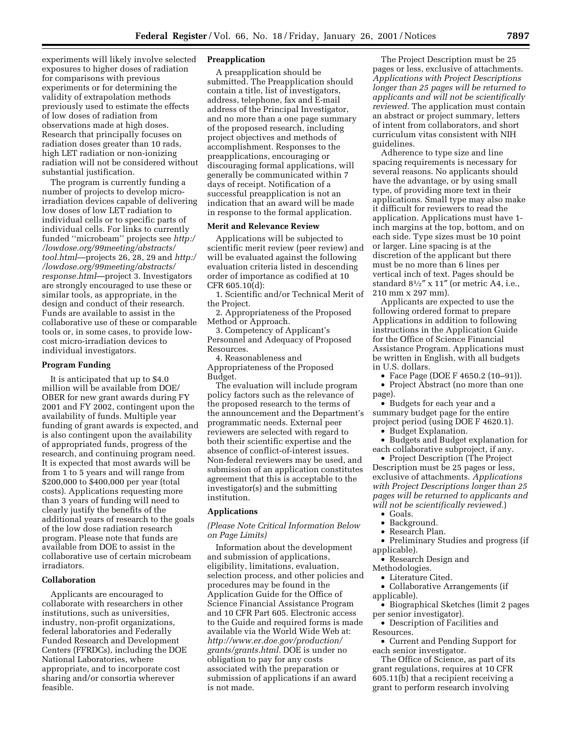experiments will likely involve selected exposures to higher doses of radiation for comparisons with previous experiments or for determining the validity of extrapolation methods previously used to estimate the effects of low doses of radiation from observations made at high doses. Research that principally focuses on radiation doses greater than 10 rads, high LET radiation or non-ionizing radiation will not be considered without substantial justification.

The program is currently funding a number of projects to develop micro-irradiation devices capable of delivering low doses of low LET radiation to individual cells or to specific parts of individual cells. For links to currently funded ''microbeam'' projects see *http://lowdose.org/99meeting/abstracts/tool.html*—projects 26, 28, 29 and *http://lowdose.org/99meeting/abstracts/response.html*—project 3. Investigators are strongly encouraged to use these or similar tools, as appropriate, in the design and conduct of their research. Funds are available to assist in the collaborative use of these or comparable tools or, in some cases, to provide low-cost micro-irradiation devices to individual investigators.

**Program Funding**

It is anticipated that up to $4.0 million will be available from DOE/OBER for new grant awards during FY 2001 and FY 2002, contingent upon the availability of funds. Multiple year funding of grant awards is expected, and is also contingent upon the availability of appropriated funds, progress of the research, and continuing program need. It is expected that most awards will be from 1 to 5 years and will range from $200,000 to $400,000 per year (total costs). Applications requesting more than 3 years of funding will need to clearly justify the benefits of the additional years of research to the goals of the low dose radiation research program. Please note that funds are available from DOE to assist in the collaborative use of certain microbeam irradiators.

**Collaboration**

Applicants are encouraged to collaborate with researchers in other institutions, such as universities, industry, non-profit organizations, federal laboratories and Federally Funded Research and Development Centers (FFRDCs), including the DOE National Laboratories, where appropriate, and to incorporate cost sharing and/or consortia wherever feasible.

**Preapplication**

A preapplication should be submitted. The Preapplication should contain a title, list of investigators, address, telephone, fax and E-mail address of the Principal Investigator, and no more than a one page summary of the proposed research, including project objectives and methods of accomplishment. Responses to the preapplications, encouraging or discouraging formal applications, will generally be communicated within 7 days of receipt. Notification of a successful preapplication is not an indication that an award will be made in response to the formal application.

**Merit and Relevance Review**

Applications will be subjected to scientific merit review (peer review) and will be evaluated against the following evaluation criteria listed in descending order of importance as codified at 10 CFR 605.10(d):

1. Scientific and/or Technical Merit of the Project.
2. Appropriateness of the Proposed Method or Approach.
3. Competency of Applicant's Personnel and Adequacy of Proposed Resources.
4. Reasonableness and Appropriateness of the Proposed Budget.

The evaluation will include program policy factors such as the relevance of the proposed research to the terms of the announcement and the Department's programmatic needs. External peer reviewers are selected with regard to both their scientific expertise and the absence of conflict-of-interest issues. Non-federal reviewers may be used, and submission of an application constitutes agreement that this is acceptable to the investigator(s) and the submitting institution.

**Applications**

*(Please Note Critical Information Below on Page Limits)*

Information about the development and submission of applications, eligibility, limitations, evaluation, selection process, and other policies and procedures may be found in the Application Guide for the Office of Science Financial Assistance Program and 10 CFR Part 605. Electronic access to the Guide and required forms is made available via the World Wide Web at: *http://www.er.doe.gov/production/grants/grants.html.* DOE is under no obligation to pay for any costs associated with the preparation or submission of applications if an award is not made.

The Project Description must be 25 pages or less, exclusive of attachments. *Applications with Project Descriptions longer than 25 pages will be returned to applicants and will not be scientifically reviewed.* The application must contain an abstract or project summary, letters of intent from collaborators, and short curriculum vitas consistent with NIH guidelines.

Adherence to type size and line spacing requirements is necessary for several reasons. No applicants should have the advantage, or by using small type, of providing more text in their applications. Small type may also make it difficult for reviewers to read the application. Applications must have 1-inch margins at the top, bottom, and on each side. Type sizes must be 10 point or larger. Line spacing is at the discretion of the applicant but there must be no more than 6 lines per vertical inch of text. Pages should be standard 8½″ x 11″ (or metric A4, i.e., 210 mm x 297 mm).

Applicants are expected to use the following ordered format to prepare Applications in addition to following instructions in the Application Guide for the Office of Science Financial Assistance Program. Applications must be written in English, with all budgets in U.S. dollars.

- Face Page (DOE F 4650.2 (10–91)).
- Project Abstract (no more than one page).
- Budgets for each year and a summary budget page for the entire project period (using DOE F 4620.1).
- Budget Explanation.
- Budgets and Budget explanation for each collaborative subproject, if any.
- Project Description (The Project Description must be 25 pages or less, exclusive of attachments. *Applications with Project Descriptions longer than 25 pages will be returned to applicants and will not be scientifically reviewed.*)
  - Goals.
  - Background.
  - Research Plan.
  - Preliminary Studies and progress (if applicable).
  - Research Design and Methodologies.
  - Literature Cited.
  - Collaborative Arrangements (if applicable).
- Biographical Sketches (limit 2 pages per senior investigator).
- Description of Facilities and Resources.
- Current and Pending Support for each senior investigator.

The Office of Science, as part of its grant regulations, requires at 10 CFR 605.11(b) that a recipient receiving a grant to perform research involving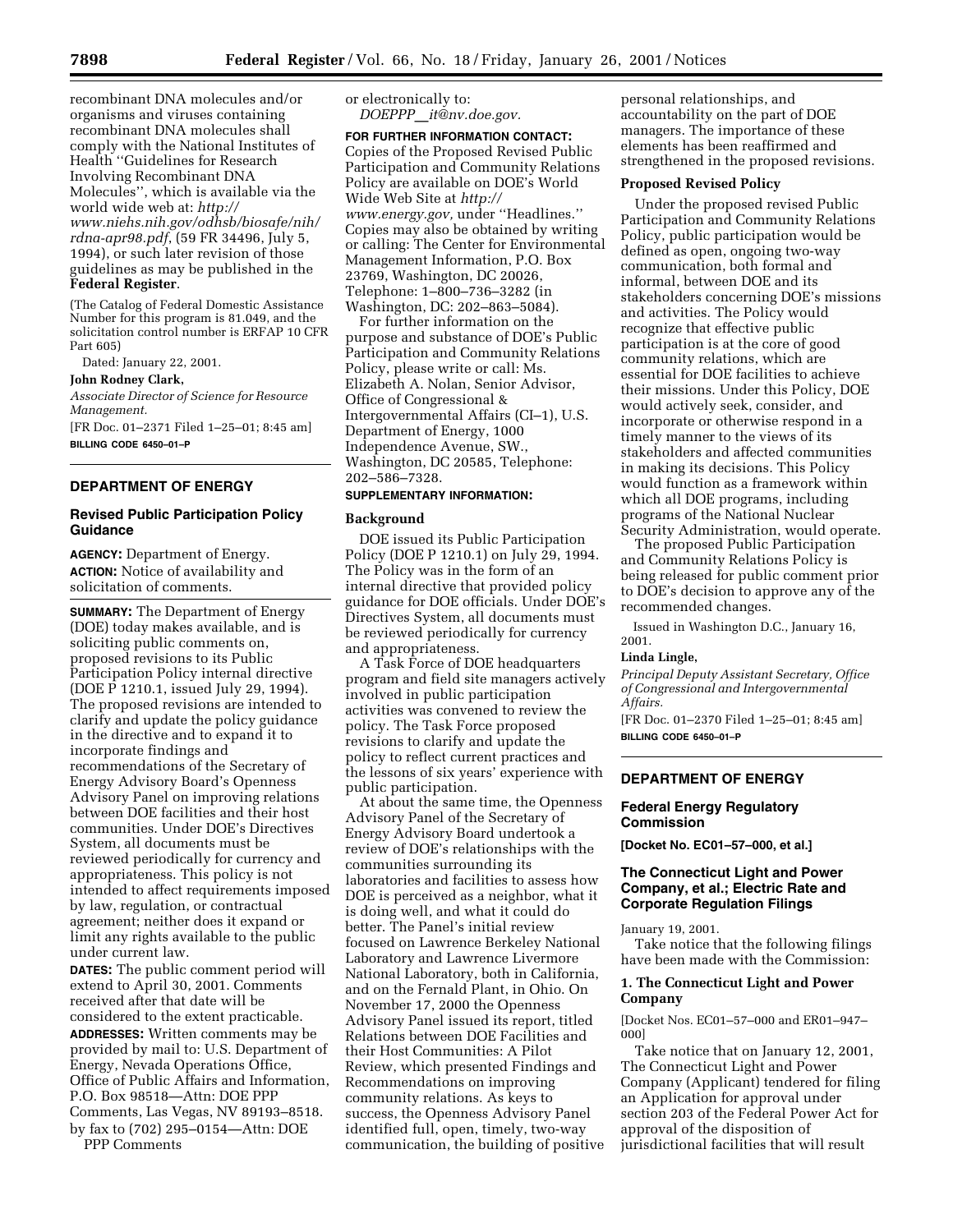recombinant DNA molecules and/or organisms and viruses containing recombinant DNA molecules shall comply with the National Institutes of Health ''Guidelines for Research Involving Recombinant DNA Molecules'', which is available via the world wide web at: *http://www.niehs.nih.gov/odhsb/biosafe/nih/rdna-apr98.pdf*, (59 FR 34496, July 5, 1994), or such later revision of those guidelines as may be published in the **Federal Register**.

(The Catalog of Federal Domestic Assistance Number for this program is 81.049, and the solicitation control number is ERFAP 10 CFR Part 605)

Dated: January 22, 2001.

**John Rodney Clark,**

*Associate Director of Science for Resource Management.*

[FR Doc. 01–2371 Filed 1–25–01; 8:45 am]

**BILLING CODE 6450–01–P**

## DEPARTMENT OF ENERGY

### Revised Public Participation Policy Guidance

**AGENCY:** Department of Energy.

**ACTION:** Notice of availability and solicitation of comments.

**SUMMARY:** The Department of Energy (DOE) today makes available, and is soliciting public comments on, proposed revisions to its Public Participation Policy internal directive (DOE P 1210.1, issued July 29, 1994). The proposed revisions are intended to clarify and update the policy guidance in the directive and to expand it to incorporate findings and recommendations of the Secretary of Energy Advisory Board's Openness Advisory Panel on improving relations between DOE facilities and their host communities. Under DOE's Directives System, all documents must be reviewed periodically for currency and appropriateness. This policy is not intended to affect requirements imposed by law, regulation, or contractual agreement; neither does it expand or limit any rights available to the public under current law.

**DATES:** The public comment period will extend to April 30, 2001. Comments received after that date will be considered to the extent practicable.

**ADDRESSES:** Written comments may be provided by mail to: U.S. Department of Energy, Nevada Operations Office, Office of Public Affairs and Information, P.O. Box 98518—Attn: DOE PPP Comments, Las Vegas, NV 89193–8518. by fax to (702) 295–0154—Attn: DOE PPP Comments or electronically to: *DOEPPP__it@nv.doe.gov.*

**FOR FURTHER INFORMATION CONTACT:** Copies of the Proposed Revised Public Participation and Community Relations Policy are available on DOE's World Wide Web Site at *http://www.energy.gov,* under ''Headlines.'' Copies may also be obtained by writing or calling: The Center for Environmental Management Information, P.O. Box 23769, Washington, DC 20026, Telephone: 1–800–736–3282 (in Washington, DC: 202–863–5084).

For further information on the purpose and substance of DOE's Public Participation and Community Relations Policy, please write or call: Ms. Elizabeth A. Nolan, Senior Advisor, Office of Congressional & Intergovernmental Affairs (CI–1), U.S. Department of Energy, 1000 Independence Avenue, SW., Washington, DC 20585, Telephone: 202–586–7328.

**SUPPLEMENTARY INFORMATION:**

#### Background

DOE issued its Public Participation Policy (DOE P 1210.1) on July 29, 1994. The Policy was in the form of an internal directive that provided policy guidance for DOE officials. Under DOE's Directives System, all documents must be reviewed periodically for currency and appropriateness.

A Task Force of DOE headquarters program and field site managers actively involved in public participation activities was convened to review the policy. The Task Force proposed revisions to clarify and update the policy to reflect current practices and the lessons of six years' experience with public participation.

At about the same time, the Openness Advisory Panel of the Secretary of Energy Advisory Board undertook a review of DOE's relationships with the communities surrounding its laboratories and facilities to assess how DOE is perceived as a neighbor, what it is doing well, and what it could do better. The Panel's initial review focused on Lawrence Berkeley National Laboratory and Lawrence Livermore National Laboratory, both in California, and on the Fernald Plant, in Ohio. On November 17, 2000 the Openness Advisory Panel issued its report, titled Relations between DOE Facilities and their Host Communities: A Pilot Review, which presented Findings and Recommendations on improving community relations. As keys to success, the Openness Advisory Panel identified full, open, timely, two-way communication, the building of positive personal relationships, and accountability on the part of DOE managers. The importance of these elements has been reaffirmed and strengthened in the proposed revisions.

#### Proposed Revised Policy

Under the proposed revised Public Participation and Community Relations Policy, public participation would be defined as open, ongoing two-way communication, both formal and informal, between DOE and its stakeholders concerning DOE's missions and activities. The Policy would recognize that effective public participation is at the core of good community relations, which are essential for DOE facilities to achieve their missions. Under this Policy, DOE would actively seek, consider, and incorporate or otherwise respond in a timely manner to the views of its stakeholders and affected communities in making its decisions. This Policy would function as a framework within which all DOE programs, including programs of the National Nuclear Security Administration, would operate.

The proposed Public Participation and Community Relations Policy is being released for public comment prior to DOE's decision to approve any of the recommended changes.

Issued in Washington D.C., January 16, 2001.

**Linda Lingle,**

*Principal Deputy Assistant Secretary, Office of Congressional and Intergovernmental Affairs.*

[FR Doc. 01–2370 Filed 1–25–01; 8:45 am]

**BILLING CODE 6450–01–P**

## DEPARTMENT OF ENERGY

### Federal Energy Regulatory Commission

**[Docket No. EC01–57–000, et al.]**

### The Connecticut Light and Power Company, et al.; Electric Rate and Corporate Regulation Filings

January 19, 2001.

Take notice that the following filings have been made with the Commission:

#### 1. The Connecticut Light and Power Company

[Docket Nos. EC01–57–000 and ER01–947–000]

Take notice that on January 12, 2001, The Connecticut Light and Power Company (Applicant) tendered for filing an Application for approval under section 203 of the Federal Power Act for approval of the disposition of jurisdictional facilities that will result